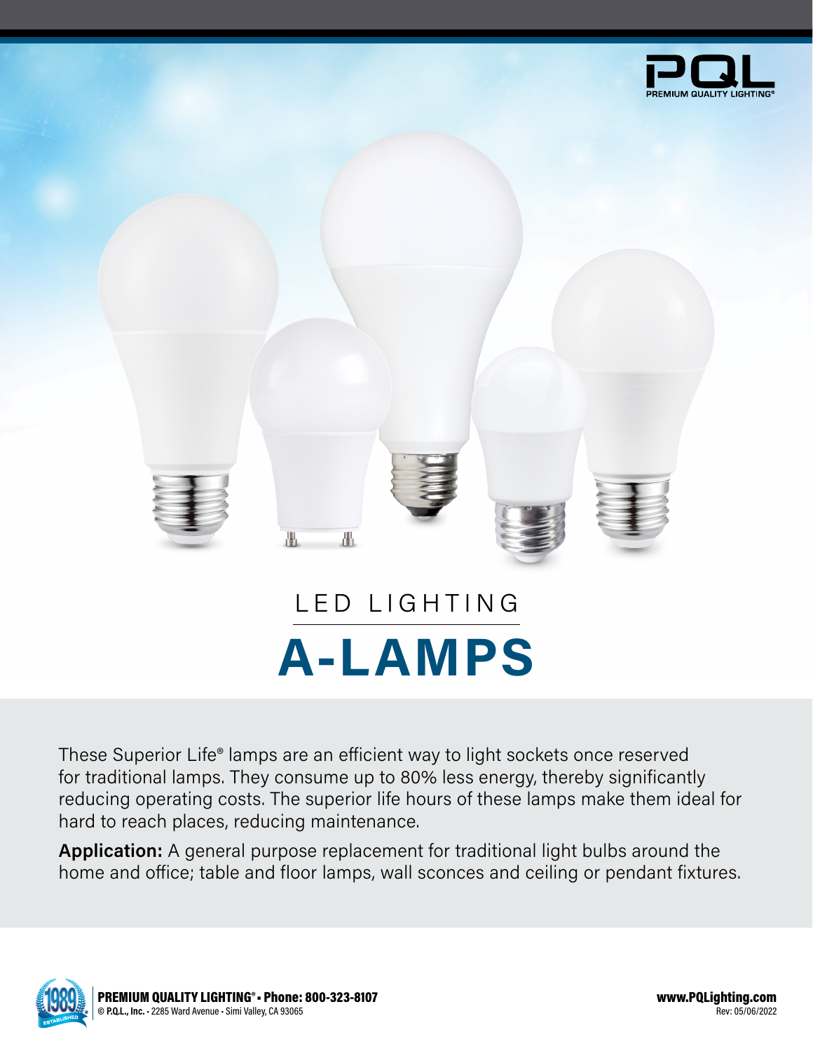PQL
PREMIUM QUALITY LIGHTING®

LED LIGHTING

# A-LAMPS

These Superior Life® lamps are an efficient way to light sockets once reserved for traditional lamps. They consume up to 80% less energy, thereby significantly reducing operating costs. The superior life hours of these lamps make them ideal for hard to reach places, reducing maintenance.

**Application:** A general purpose replacement for traditional light bulbs around the home and office; table and floor lamps, wall sconces and ceiling or pendant fixtures.

**PREMIUM QUALITY LIGHTING® • Phone: 800-323-8107**
**© P.Q.L., Inc.** • 2285 Ward Avenue • Simi Valley, CA 93065

**www.PQLighting.com**
Rev: 05/06/2022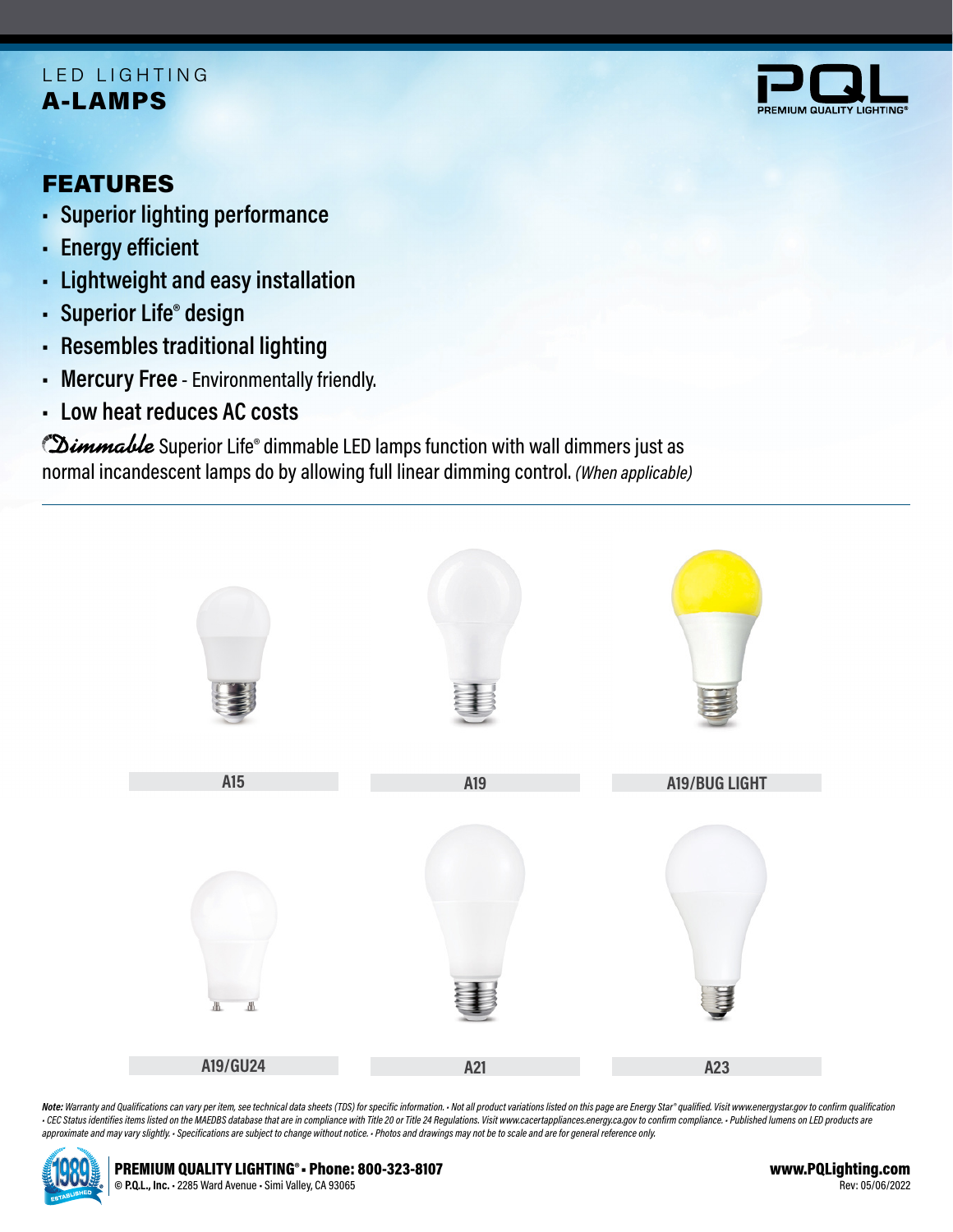LED LIGHTING

# A-LAMPS

## FEATURES

- **Superior lighting performance**
- **Energy efficient**
- **Lightweight and easy installation**
- **Superior Life® design**
- **Resembles traditional lighting**
- **Mercury Free** - Environmentally friendly.
- **Low heat reduces AC costs**

*Dimmable* Superior Life® dimmable LED lamps function with wall dimmers just as normal incandescent lamps do by allowing full linear dimming control. *(When applicable)*

**A15**

**A19**

**A19/BUG LIGHT**

**A19/GU24**

**A21**

**A23**

***Note:*** *Warranty and Qualifications can vary per item, see technical data sheets (TDS) for specific information. • Not all product variations listed on this page are Energy Star® qualified. Visit www.energystar.gov to confirm qualification • CEC Status identifies items listed on the MAEDBS database that are in compliance with Title 20 or Title 24 Regulations. Visit www.cacertappliances.energy.ca.gov to confirm compliance. • Published lumens on LED products are approximate and may vary slightly. • Specifications are subject to change without notice. • Photos and drawings may not be to scale and are for general reference only.*

**PREMIUM QUALITY LIGHTING® • Phone: 800-323-8107**
**© P.Q.L., Inc.** • 2285 Ward Avenue • Simi Valley, CA 93065

**www.PQLighting.com**
Rev: 05/06/2022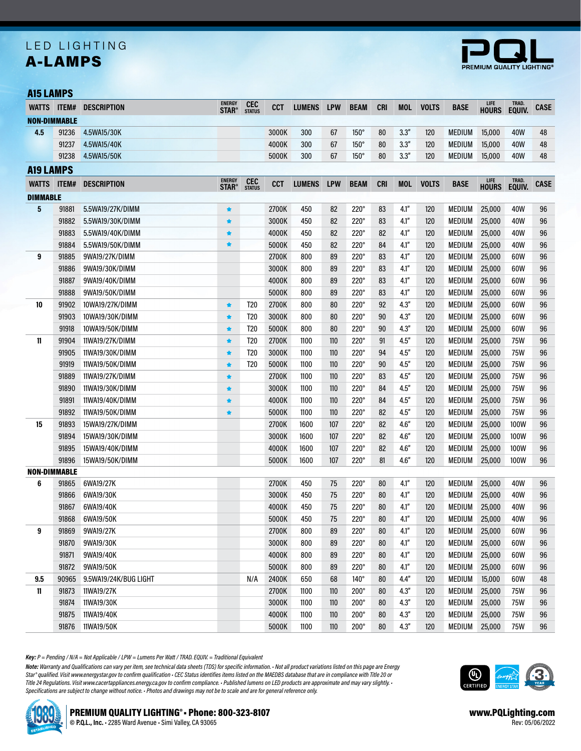# LED LIGHTING
## A-LAMPS

### A15 LAMPS

| WATTS | ITEM# | DESCRIPTION | ENERGY STAR® | CEC STATUS | CCT | LUMENS | LPW | BEAM | CRI | MOL | VOLTS | BASE | LIFE HOURS | TRAD. EQUIV. | CASE |
|---|---|---|---|---|---|---|---|---|---|---|---|---|---|---|---|
| **NON-DIMMABLE** | | | | | | | | | | | | | | | |
| 4.5 | 91236 | 4.5WA15/30K | | | 3000K | 300 | 67 | 150° | 80 | 3.3" | 120 | MEDIUM | 15,000 | 40W | 48 |
| | 91237 | 4.5WA15/40K | | | 4000K | 300 | 67 | 150° | 80 | 3.3" | 120 | MEDIUM | 15,000 | 40W | 48 |
| | 91238 | 4.5WA15/50K | | | 5000K | 300 | 67 | 150° | 80 | 3.3" | 120 | MEDIUM | 15,000 | 40W | 48 |

### A19 LAMPS

| WATTS | ITEM# | DESCRIPTION | ENERGY STAR® | CEC STATUS | CCT | LUMENS | LPW | BEAM | CRI | MOL | VOLTS | BASE | LIFE HOURS | TRAD. EQUIV. | CASE |
|---|---|---|---|---|---|---|---|---|---|---|---|---|---|---|---|
| **DIMMABLE** | | | | | | | | | | | | | | | |
| 5 | 91881 | 5.5WA19/27K/DIMM | ★ | | 2700K | 450 | 82 | 220° | 83 | 4.1" | 120 | MEDIUM | 25,000 | 40W | 96 |
| | 91882 | 5.5WA19/30K/DIMM | ★ | | 3000K | 450 | 82 | 220° | 83 | 4.1" | 120 | MEDIUM | 25,000 | 40W | 96 |
| | 91883 | 5.5WA19/40K/DIMM | ★ | | 4000K | 450 | 82 | 220° | 82 | 4.1" | 120 | MEDIUM | 25,000 | 40W | 96 |
| | 91884 | 5.5WA19/50K/DIMM | ★ | | 5000K | 450 | 82 | 220° | 84 | 4.1" | 120 | MEDIUM | 25,000 | 40W | 96 |
| 9 | 91885 | 9WA19/27K/DIMM | | | 2700K | 800 | 89 | 220° | 83 | 4.1" | 120 | MEDIUM | 25,000 | 60W | 96 |
| | 91886 | 9WA19/30K/DIMM | | | 3000K | 800 | 89 | 220° | 83 | 4.1" | 120 | MEDIUM | 25,000 | 60W | 96 |
| | 91887 | 9WA19/40K/DIMM | | | 4000K | 800 | 89 | 220° | 83 | 4.1" | 120 | MEDIUM | 25,000 | 60W | 96 |
| | 91888 | 9WA19/50K/DIMM | | | 5000K | 800 | 89 | 220° | 83 | 4.1" | 120 | MEDIUM | 25,000 | 60W | 96 |
| 10 | 91902 | 10WA19/27K/DIMM | ★ | T20 | 2700K | 800 | 80 | 220° | 92 | 4.3" | 120 | MEDIUM | 25,000 | 60W | 96 |
| | 91903 | 10WA19/30K/DIMM | ★ | T20 | 3000K | 800 | 80 | 220° | 90 | 4.3" | 120 | MEDIUM | 25,000 | 60W | 96 |
| | 91918 | 10WA19/50K/DIMM | ★ | T20 | 5000K | 800 | 80 | 220° | 90 | 4.3" | 120 | MEDIUM | 25,000 | 60W | 96 |
| 11 | 91904 | 11WA19/27K/DIMM | ★ | T20 | 2700K | 1100 | 110 | 220° | 91 | 4.5" | 120 | MEDIUM | 25,000 | 75W | 96 |
| | 91905 | 11WA19/30K/DIMM | ★ | T20 | 3000K | 1100 | 110 | 220° | 94 | 4.5" | 120 | MEDIUM | 25,000 | 75W | 96 |
| | 91919 | 11WA19/50K/DIMM | ★ | T20 | 5000K | 1100 | 110 | 220° | 90 | 4.5" | 120 | MEDIUM | 25,000 | 75W | 96 |
| | 91889 | 11WA19/27K/DIMM | ★ | | 2700K | 1100 | 110 | 220° | 83 | 4.5" | 120 | MEDIUM | 25,000 | 75W | 96 |
| | 91890 | 11WA19/30K/DIMM | ★ | | 3000K | 1100 | 110 | 220° | 84 | 4.5" | 120 | MEDIUM | 25,000 | 75W | 96 |
| | 91891 | 11WA19/40K/DIMM | ★ | | 4000K | 1100 | 110 | 220° | 84 | 4.5" | 120 | MEDIUM | 25,000 | 75W | 96 |
| | 91892 | 11WA19/50K/DIMM | ★ | | 5000K | 1100 | 110 | 220° | 82 | 4.5" | 120 | MEDIUM | 25,000 | 75W | 96 |
| 15 | 91893 | 15WA19/27K/DIMM | | | 2700K | 1600 | 107 | 220° | 82 | 4.6" | 120 | MEDIUM | 25,000 | 100W | 96 |
| | 91894 | 15WA19/30K/DIMM | | | 3000K | 1600 | 107 | 220° | 82 | 4.6" | 120 | MEDIUM | 25,000 | 100W | 96 |
| | 91895 | 15WA19/40K/DIMM | | | 4000K | 1600 | 107 | 220° | 82 | 4.6" | 120 | MEDIUM | 25,000 | 100W | 96 |
| | 91896 | 15WA19/50K/DIMM | | | 5000K | 1600 | 107 | 220° | 81 | 4.6" | 120 | MEDIUM | 25,000 | 100W | 96 |
| **NON-DIMMABLE** | | | | | | | | | | | | | | | |
| 6 | 91865 | 6WA19/27K | | | 2700K | 450 | 75 | 220° | 80 | 4.1" | 120 | MEDIUM | 25,000 | 40W | 96 |
| | 91866 | 6WA19/30K | | | 3000K | 450 | 75 | 220° | 80 | 4.1" | 120 | MEDIUM | 25,000 | 40W | 96 |
| | 91867 | 6WA19/40K | | | 4000K | 450 | 75 | 220° | 80 | 4.1" | 120 | MEDIUM | 25,000 | 40W | 96 |
| | 91868 | 6WA19/50K | | | 5000K | 450 | 75 | 220° | 80 | 4.1" | 120 | MEDIUM | 25,000 | 40W | 96 |
| 9 | 91869 | 9WA19/27K | | | 2700K | 800 | 89 | 220° | 80 | 4.1" | 120 | MEDIUM | 25,000 | 60W | 96 |
| | 91870 | 9WA19/30K | | | 3000K | 800 | 89 | 220° | 80 | 4.1" | 120 | MEDIUM | 25,000 | 60W | 96 |
| | 91871 | 9WA19/40K | | | 4000K | 800 | 89 | 220° | 80 | 4.1" | 120 | MEDIUM | 25,000 | 60W | 96 |
| | 91872 | 9WA19/50K | | | 5000K | 800 | 89 | 220° | 80 | 4.1" | 120 | MEDIUM | 25,000 | 60W | 96 |
| 9.5 | 90965 | 9.5WA19/24K/BUG LIGHT | | N/A | 2400K | 650 | 68 | 140° | 80 | 4.4" | 120 | MEDIUM | 15,000 | 60W | 48 |
| 11 | 91873 | 11WA19/27K | | | 2700K | 1100 | 110 | 200° | 80 | 4.3" | 120 | MEDIUM | 25,000 | 75W | 96 |
| | 91874 | 11WA19/30K | | | 3000K | 1100 | 110 | 200° | 80 | 4.3" | 120 | MEDIUM | 25,000 | 75W | 96 |
| | 91875 | 11WA19/40K | | | 4000K | 1100 | 110 | 200° | 80 | 4.3" | 120 | MEDIUM | 25,000 | 75W | 96 |
| | 91876 | 11WA19/50K | | | 5000K | 1100 | 110 | 200° | 80 | 4.3" | 120 | MEDIUM | 25,000 | 75W | 96 |

***Key:*** *P = Pending / N/A = Not Applicable / LPW = Lumens Per Watt / TRAD. EQUIV. = Traditional Equivalent*

***Note:*** *Warranty and Qualifications can vary per item, see technical data sheets (TDS) for specific information. • Not all product variations listed on this page are Energy Star® qualified. Visit www.energystar.gov to confirm qualification • CEC Status identifies items listed on the MAEDBS database that are in compliance with Title 20 or Title 24 Regulations. Visit www.cacertappliances.energy.ca.gov to confirm compliance. • Published lumens on LED products are approximate and may vary slightly. • Specifications are subject to change without notice. • Photos and drawings may not be to scale and are for general reference only.*

**PREMIUM QUALITY LIGHTING® • Phone: 800-323-8107**
© **P.Q.L., Inc.** • 2285 Ward Avenue • Simi Valley, CA 93065

**www.PQLighting.com**
Rev: 05/06/2022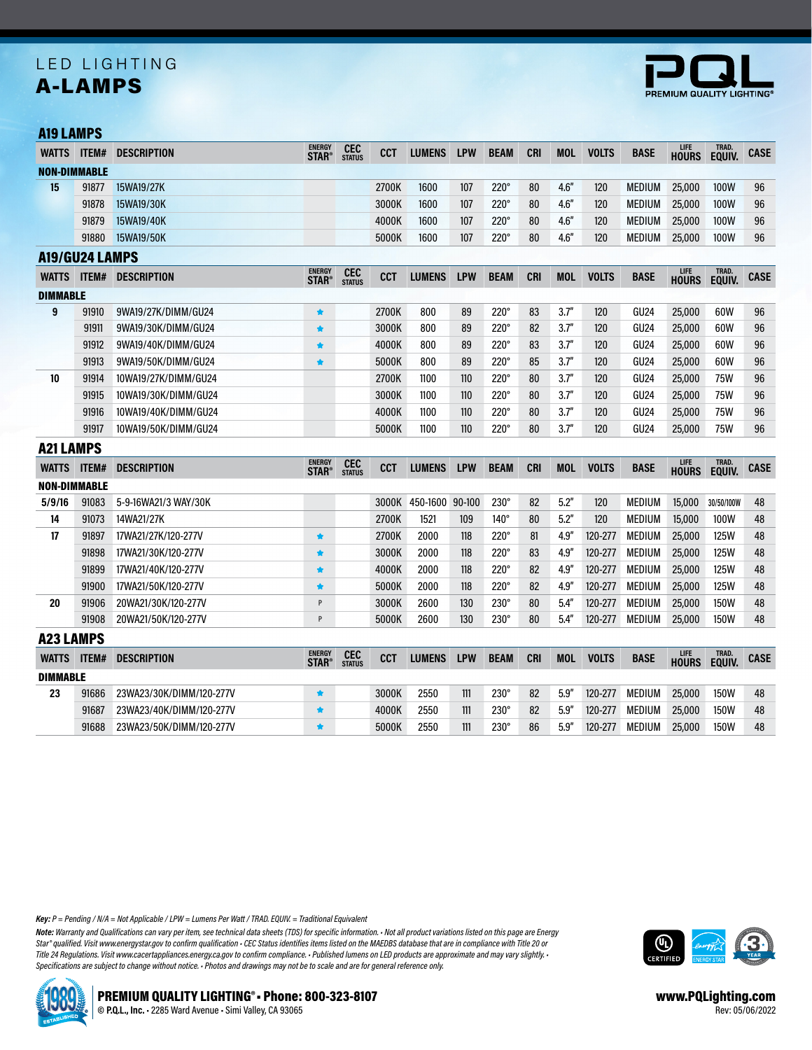LED LIGHTING

# A-LAMPS

PQL
PREMIUM QUALITY LIGHTING®

## A19 LAMPS

| WATTS | ITEM# | DESCRIPTION | ENERGY STAR® | CEC STATUS | CCT | LUMENS | LPW | BEAM | CRI | MOL | VOLTS | BASE | LIFE HOURS | TRAD. EQUIV. | CASE |
|---|---|---|---|---|---|---|---|---|---|---|---|---|---|---|---|
| **NON-DIMMABLE** | | | | | | | | | | | | | | | |
| 15 | 91877 | 15WA19/27K | | | 2700K | 1600 | 107 | 220° | 80 | 4.6" | 120 | MEDIUM | 25,000 | 100W | 96 |
| | 91878 | 15WA19/30K | | | 3000K | 1600 | 107 | 220° | 80 | 4.6" | 120 | MEDIUM | 25,000 | 100W | 96 |
| | 91879 | 15WA19/40K | | | 4000K | 1600 | 107 | 220° | 80 | 4.6" | 120 | MEDIUM | 25,000 | 100W | 96 |
| | 91880 | 15WA19/50K | | | 5000K | 1600 | 107 | 220° | 80 | 4.6" | 120 | MEDIUM | 25,000 | 100W | 96 |

## A19/GU24 LAMPS

| WATTS | ITEM# | DESCRIPTION | ENERGY STAR® | CEC STATUS | CCT | LUMENS | LPW | BEAM | CRI | MOL | VOLTS | BASE | LIFE HOURS | TRAD. EQUIV. | CASE |
|---|---|---|---|---|---|---|---|---|---|---|---|---|---|---|---|
| **DIMMABLE** | | | | | | | | | | | | | | | |
| 9 | 91910 | 9WA19/27K/DIMM/GU24 | ★ | | 2700K | 800 | 89 | 220° | 83 | 3.7" | 120 | GU24 | 25,000 | 60W | 96 |
| | 91911 | 9WA19/30K/DIMM/GU24 | ★ | | 3000K | 800 | 89 | 220° | 82 | 3.7" | 120 | GU24 | 25,000 | 60W | 96 |
| | 91912 | 9WA19/40K/DIMM/GU24 | ★ | | 4000K | 800 | 89 | 220° | 83 | 3.7" | 120 | GU24 | 25,000 | 60W | 96 |
| | 91913 | 9WA19/50K/DIMM/GU24 | ★ | | 5000K | 800 | 89 | 220° | 85 | 3.7" | 120 | GU24 | 25,000 | 60W | 96 |
| 10 | 91914 | 10WA19/27K/DIMM/GU24 | | | 2700K | 1100 | 110 | 220° | 80 | 3.7" | 120 | GU24 | 25,000 | 75W | 96 |
| | 91915 | 10WA19/30K/DIMM/GU24 | | | 3000K | 1100 | 110 | 220° | 80 | 3.7" | 120 | GU24 | 25,000 | 75W | 96 |
| | 91916 | 10WA19/40K/DIMM/GU24 | | | 4000K | 1100 | 110 | 220° | 80 | 3.7" | 120 | GU24 | 25,000 | 75W | 96 |
| | 91917 | 10WA19/50K/DIMM/GU24 | | | 5000K | 1100 | 110 | 220° | 80 | 3.7" | 120 | GU24 | 25,000 | 75W | 96 |

## A21 LAMPS

| WATTS | ITEM# | DESCRIPTION | ENERGY STAR® | CEC STATUS | CCT | LUMENS | LPW | BEAM | CRI | MOL | VOLTS | BASE | LIFE HOURS | TRAD. EQUIV. | CASE |
|---|---|---|---|---|---|---|---|---|---|---|---|---|---|---|---|
| **NON-DIMMABLE** | | | | | | | | | | | | | | | |
| 5/9/16 | 91083 | 5-9-16WA21/3 WAY/30K | | | 3000K | 450-1600 | 90-100 | 230° | 82 | 5.2" | 120 | MEDIUM | 15,000 | 30/50/100W | 48 |
| 14 | 91073 | 14WA21/27K | | | 2700K | 1521 | 109 | 140° | 80 | 5.2" | 120 | MEDIUM | 15,000 | 100W | 48 |
| 17 | 91897 | 17WA21/27K/120-277V | ★ | | 2700K | 2000 | 118 | 220° | 81 | 4.9" | 120-277 | MEDIUM | 25,000 | 125W | 48 |
| | 91898 | 17WA21/30K/120-277V | ★ | | 3000K | 2000 | 118 | 220° | 83 | 4.9" | 120-277 | MEDIUM | 25,000 | 125W | 48 |
| | 91899 | 17WA21/40K/120-277V | ★ | | 4000K | 2000 | 118 | 220° | 82 | 4.9" | 120-277 | MEDIUM | 25,000 | 125W | 48 |
| | 91900 | 17WA21/50K/120-277V | ★ | | 5000K | 2000 | 118 | 220° | 82 | 4.9" | 120-277 | MEDIUM | 25,000 | 125W | 48 |
| 20 | 91906 | 20WA21/30K/120-277V | P | | 3000K | 2600 | 130 | 230° | 80 | 5.4" | 120-277 | MEDIUM | 25,000 | 150W | 48 |
| | 91908 | 20WA21/50K/120-277V | P | | 5000K | 2600 | 130 | 230° | 80 | 5.4" | 120-277 | MEDIUM | 25,000 | 150W | 48 |

## A23 LAMPS

| WATTS | ITEM# | DESCRIPTION | ENERGY STAR® | CEC STATUS | CCT | LUMENS | LPW | BEAM | CRI | MOL | VOLTS | BASE | LIFE HOURS | TRAD. EQUIV. | CASE |
|---|---|---|---|---|---|---|---|---|---|---|---|---|---|---|---|
| **DIMMABLE** | | | | | | | | | | | | | | | |
| 23 | 91686 | 23WA23/30K/DIMM/120-277V | ★ | | 3000K | 2550 | 111 | 230° | 82 | 5.9" | 120-277 | MEDIUM | 25,000 | 150W | 48 |
| | 91687 | 23WA23/40K/DIMM/120-277V | ★ | | 4000K | 2550 | 111 | 230° | 82 | 5.9" | 120-277 | MEDIUM | 25,000 | 150W | 48 |
| | 91688 | 23WA23/50K/DIMM/120-277V | ★ | | 5000K | 2550 | 111 | 230° | 86 | 5.9" | 120-277 | MEDIUM | 25,000 | 150W | 48 |

***Key:*** *P = Pending / N/A = Not Applicable / LPW = Lumens Per Watt / TRAD. EQUIV. = Traditional Equivalent*

***Note:*** *Warranty and Qualifications can vary per item, see technical data sheets (TDS) for specific information. • Not all product variations listed on this page are Energy Star® qualified. Visit www.energystar.gov to confirm qualification • CEC Status identifies items listed on the MAEDBS database that are in compliance with Title 20 or Title 24 Regulations. Visit www.cacertappliances.energy.ca.gov to confirm compliance. • Published lumens on LED products are approximate and may vary slightly. • Specifications are subject to change without notice. • Photos and drawings may not be to scale and are for general reference only.*

UL CERTIFIED · ENERGY STAR · 3 YEAR

**PREMIUM QUALITY LIGHTING® • Phone: 800-323-8107**
**© P.Q.L., Inc.** • 2285 Ward Avenue • Simi Valley, CA 93065

**www.PQLighting.com**
Rev: 05/06/2022